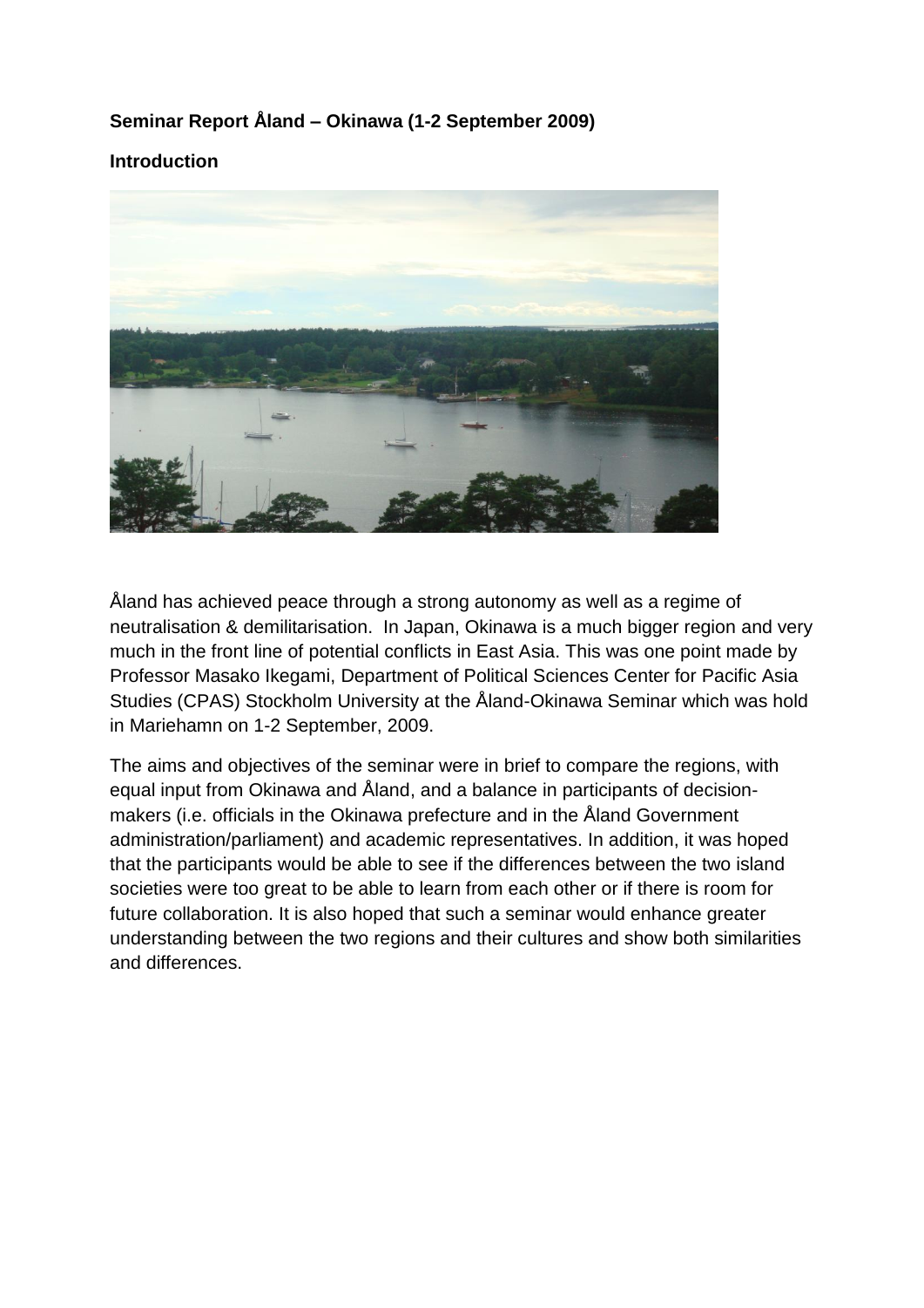**Seminar Report Åland – Okinawa (1-2 September 2009)**

**Introduction**

Åland has achieved peace through a strong autonomy as well as a regime of neutralisation & demilitarisation. In Japan, Okinawa is a much bigger region and very much in the front line of potential conflicts in East Asia. This was one point made by Professor Masako Ikegami, Department of Political Sciences Center for Pacific Asia Studies (CPAS) Stockholm University at the Åland-Okinawa Seminar which was hold in Mariehamn on 1-2 September, 2009.

The aims and objectives of the seminar were in brief to compare the regions, with equal input from Okinawa and Åland, and a balance in participants of decision-makers (i.e. officials in the Okinawa prefecture and in the Åland Government administration/parliament) and academic representatives. In addition, it was hoped that the participants would be able to see if the differences between the two island societies were too great to be able to learn from each other or if there is room for future collaboration. It is also hoped that such a seminar would enhance greater understanding between the two regions and their cultures and show both similarities and differences.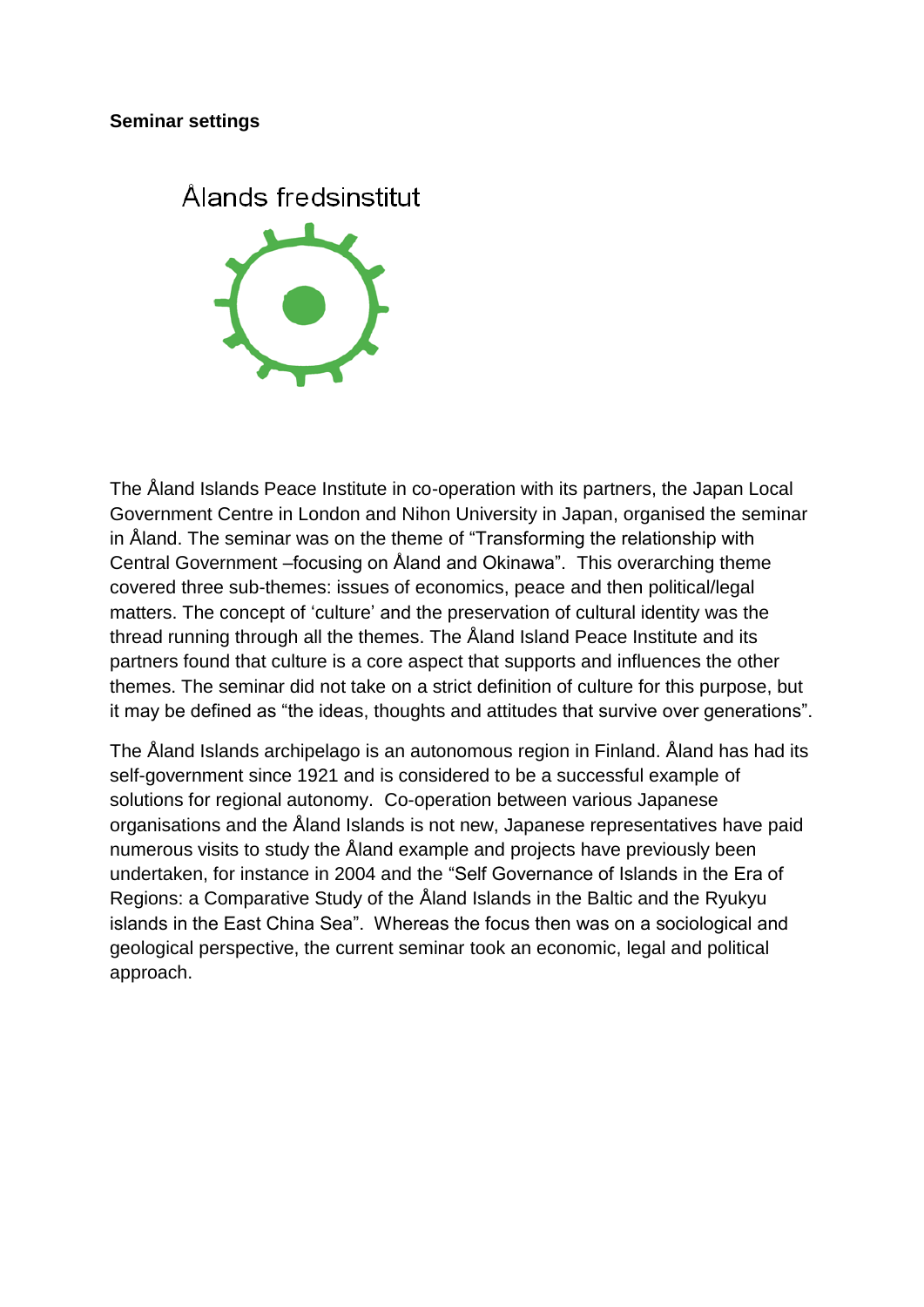**Seminar settings**

Ålands fredsinstitut

The Åland Islands Peace Institute in co-operation with its partners, the Japan Local Government Centre in London and Nihon University in Japan, organised the seminar in Åland. The seminar was on the theme of "Transforming the relationship with Central Government –focusing on Åland and Okinawa". This overarching theme covered three sub-themes: issues of economics, peace and then political/legal matters. The concept of 'culture' and the preservation of cultural identity was the thread running through all the themes. The Åland Island Peace Institute and its partners found that culture is a core aspect that supports and influences the other themes. The seminar did not take on a strict definition of culture for this purpose, but it may be defined as "the ideas, thoughts and attitudes that survive over generations".

The Åland Islands archipelago is an autonomous region in Finland. Åland has had its self-government since 1921 and is considered to be a successful example of solutions for regional autonomy. Co-operation between various Japanese organisations and the Åland Islands is not new, Japanese representatives have paid numerous visits to study the Åland example and projects have previously been undertaken, for instance in 2004 and the "Self Governance of Islands in the Era of Regions: a Comparative Study of the Åland Islands in the Baltic and the Ryukyu islands in the East China Sea". Whereas the focus then was on a sociological and geological perspective, the current seminar took an economic, legal and political approach.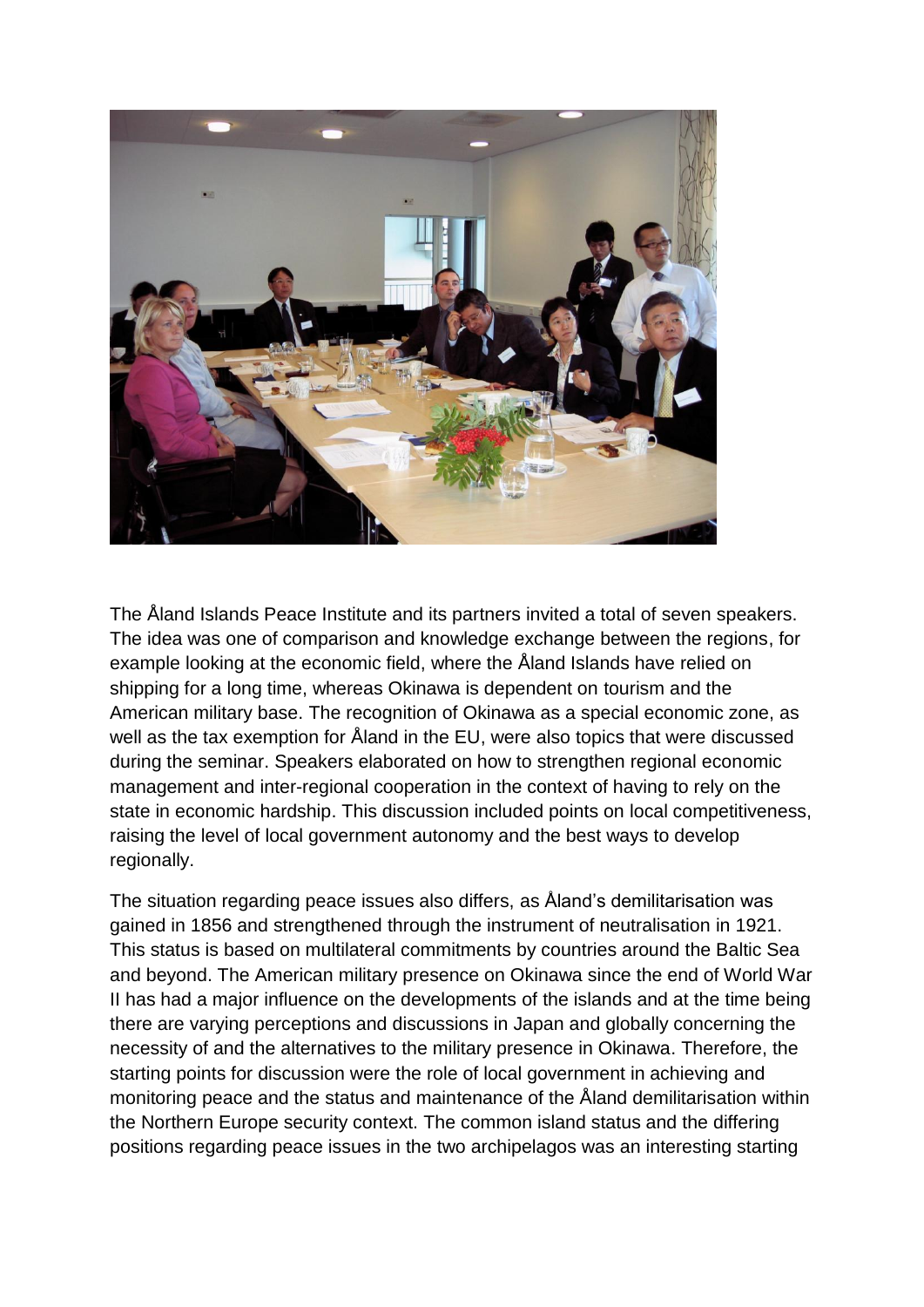The Åland Islands Peace Institute and its partners invited a total of seven speakers. The idea was one of comparison and knowledge exchange between the regions, for example looking at the economic field, where the Åland Islands have relied on shipping for a long time, whereas Okinawa is dependent on tourism and the American military base. The recognition of Okinawa as a special economic zone, as well as the tax exemption for Åland in the EU, were also topics that were discussed during the seminar. Speakers elaborated on how to strengthen regional economic management and inter-regional cooperation in the context of having to rely on the state in economic hardship. This discussion included points on local competitiveness, raising the level of local government autonomy and the best ways to develop regionally.

The situation regarding peace issues also differs, as Åland's demilitarisation was gained in 1856 and strengthened through the instrument of neutralisation in 1921. This status is based on multilateral commitments by countries around the Baltic Sea and beyond. The American military presence on Okinawa since the end of World War II has had a major influence on the developments of the islands and at the time being there are varying perceptions and discussions in Japan and globally concerning the necessity of and the alternatives to the military presence in Okinawa. Therefore, the starting points for discussion were the role of local government in achieving and monitoring peace and the status and maintenance of the Åland demilitarisation within the Northern Europe security context. The common island status and the differing positions regarding peace issues in the two archipelagos was an interesting starting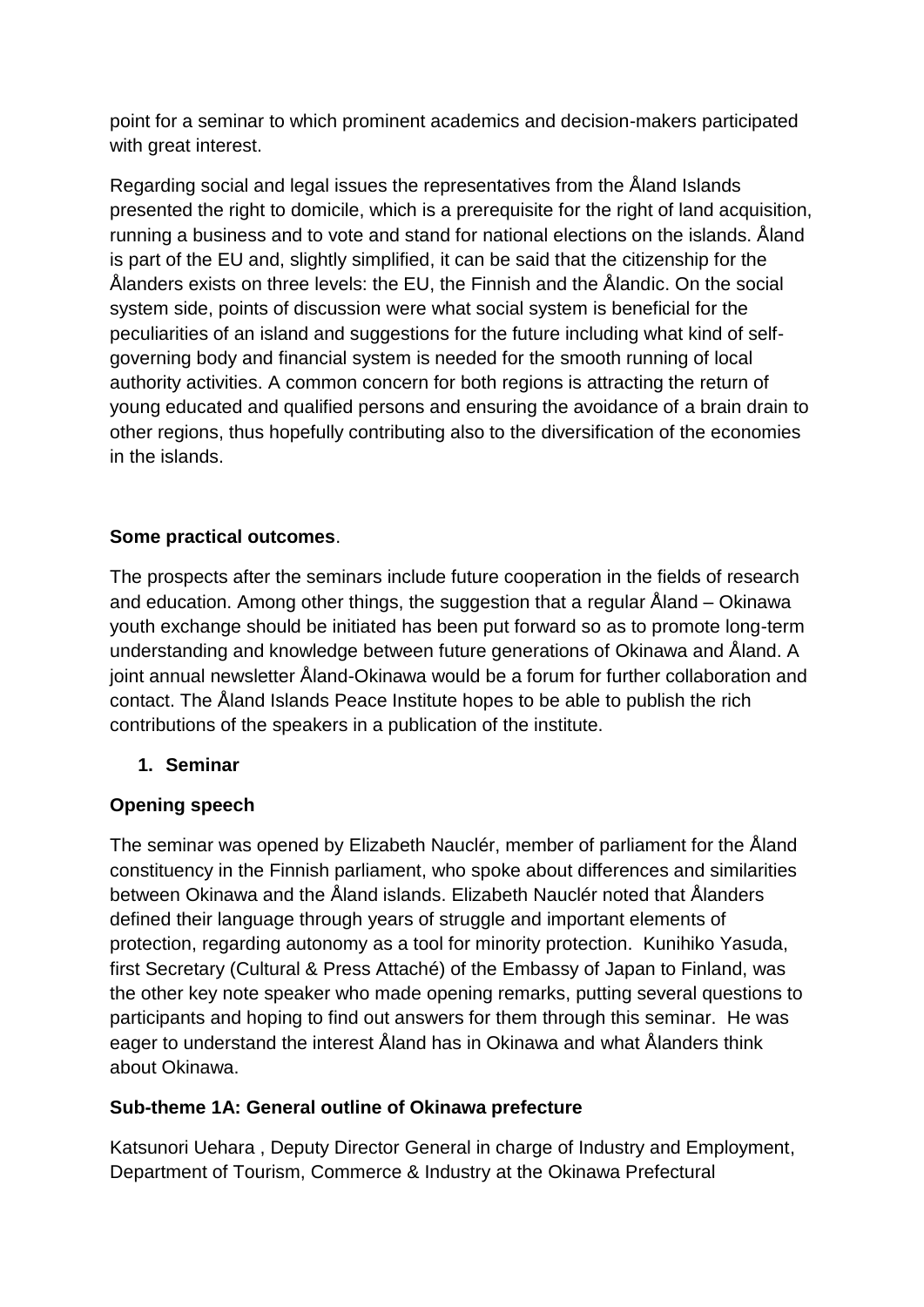point for a seminar to which prominent academics and decision-makers participated with great interest.

Regarding social and legal issues the representatives from the Åland Islands presented the right to domicile, which is a prerequisite for the right of land acquisition, running a business and to vote and stand for national elections on the islands. Åland is part of the EU and, slightly simplified, it can be said that the citizenship for the Ålanders exists on three levels: the EU, the Finnish and the Ålandic. On the social system side, points of discussion were what social system is beneficial for the peculiarities of an island and suggestions for the future including what kind of self-governing body and financial system is needed for the smooth running of local authority activities. A common concern for both regions is attracting the return of young educated and qualified persons and ensuring the avoidance of a brain drain to other regions, thus hopefully contributing also to the diversification of the economies in the islands.

**Some practical outcomes**.

The prospects after the seminars include future cooperation in the fields of research and education. Among other things, the suggestion that a regular Åland – Okinawa youth exchange should be initiated has been put forward so as to promote long-term understanding and knowledge between future generations of Okinawa and Åland. A joint annual newsletter Åland-Okinawa would be a forum for further collaboration and contact. The Åland Islands Peace Institute hopes to be able to publish the rich contributions of the speakers in a publication of the institute.

1. **Seminar**

**Opening speech**

The seminar was opened by Elizabeth Nauclér, member of parliament for the Åland constituency in the Finnish parliament, who spoke about differences and similarities between Okinawa and the Åland islands. Elizabeth Nauclér noted that Ålanders defined their language through years of struggle and important elements of protection, regarding autonomy as a tool for minority protection. Kunihiko Yasuda, first Secretary (Cultural & Press Attaché) of the Embassy of Japan to Finland, was the other key note speaker who made opening remarks, putting several questions to participants and hoping to find out answers for them through this seminar. He was eager to understand the interest Åland has in Okinawa and what Ålanders think about Okinawa.

**Sub-theme 1A: General outline of Okinawa prefecture**

Katsunori Uehara , Deputy Director General in charge of Industry and Employment, Department of Tourism, Commerce & Industry at the Okinawa Prefectural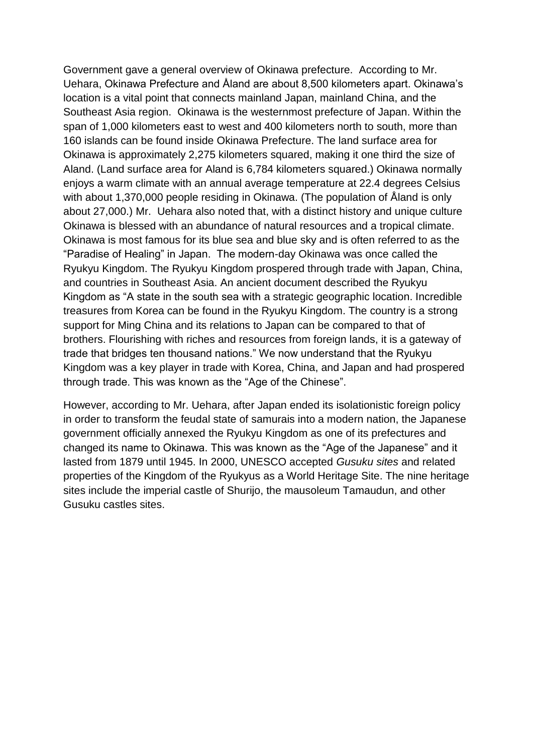Government gave a general overview of Okinawa prefecture. According to Mr. Uehara, Okinawa Prefecture and Åland are about 8,500 kilometers apart. Okinawa's location is a vital point that connects mainland Japan, mainland China, and the Southeast Asia region. Okinawa is the westernmost prefecture of Japan. Within the span of 1,000 kilometers east to west and 400 kilometers north to south, more than 160 islands can be found inside Okinawa Prefecture. The land surface area for Okinawa is approximately 2,275 kilometers squared, making it one third the size of Aland. (Land surface area for Aland is 6,784 kilometers squared.) Okinawa normally enjoys a warm climate with an annual average temperature at 22.4 degrees Celsius with about 1,370,000 people residing in Okinawa. (The population of Åland is only about 27,000.) Mr. Uehara also noted that, with a distinct history and unique culture Okinawa is blessed with an abundance of natural resources and a tropical climate. Okinawa is most famous for its blue sea and blue sky and is often referred to as the "Paradise of Healing" in Japan. The modern-day Okinawa was once called the Ryukyu Kingdom. The Ryukyu Kingdom prospered through trade with Japan, China, and countries in Southeast Asia. An ancient document described the Ryukyu Kingdom as "A state in the south sea with a strategic geographic location. Incredible treasures from Korea can be found in the Ryukyu Kingdom. The country is a strong support for Ming China and its relations to Japan can be compared to that of brothers. Flourishing with riches and resources from foreign lands, it is a gateway of trade that bridges ten thousand nations." We now understand that the Ryukyu Kingdom was a key player in trade with Korea, China, and Japan and had prospered through trade. This was known as the "Age of the Chinese".

However, according to Mr. Uehara, after Japan ended its isolationistic foreign policy in order to transform the feudal state of samurais into a modern nation, the Japanese government officially annexed the Ryukyu Kingdom as one of its prefectures and changed its name to Okinawa. This was known as the "Age of the Japanese" and it lasted from 1879 until 1945. In 2000, UNESCO accepted *Gusuku sites* and related properties of the Kingdom of the Ryukyus as a World Heritage Site. The nine heritage sites include the imperial castle of Shurijo, the mausoleum Tamaudun, and other Gusuku castles sites.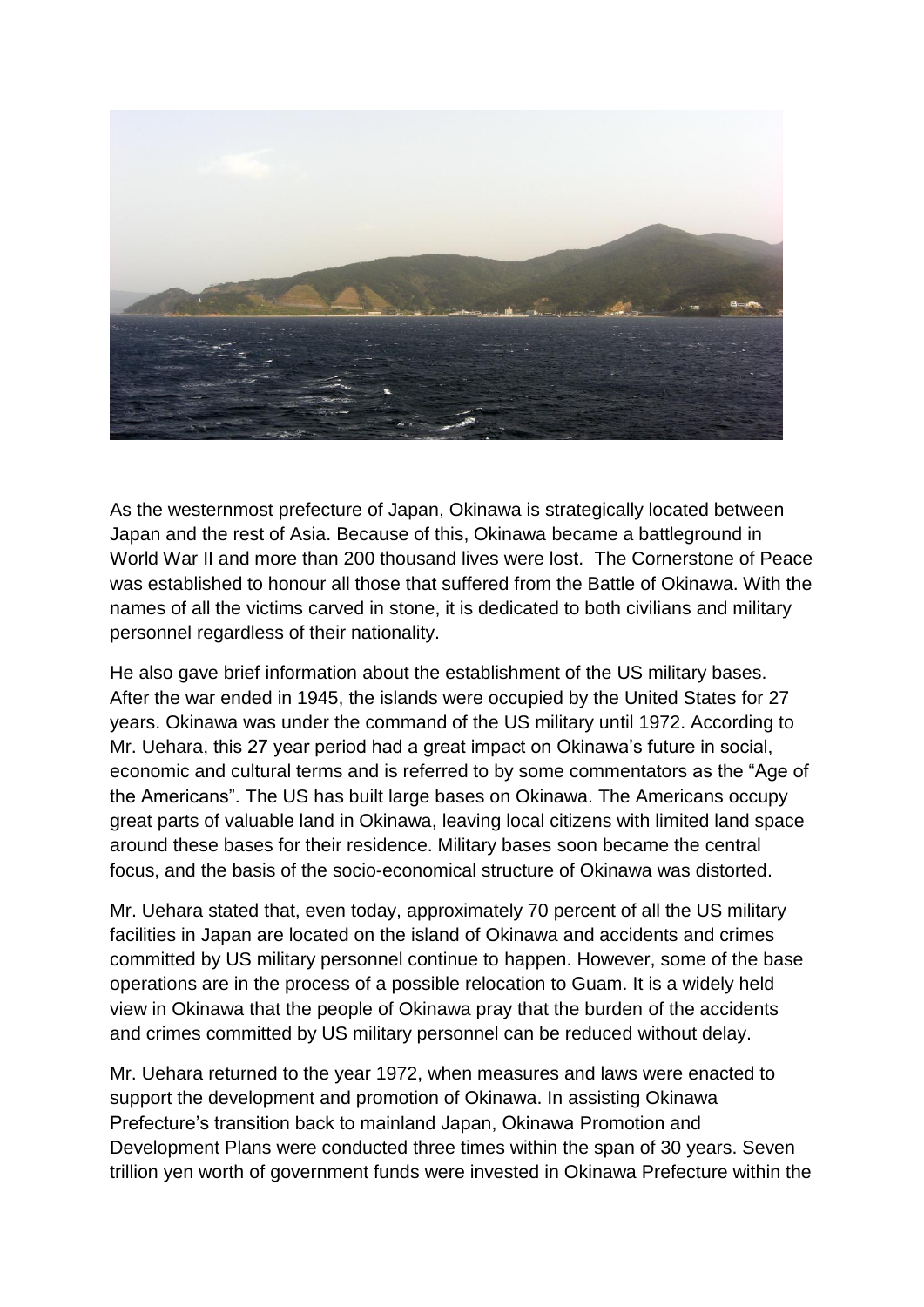As the westernmost prefecture of Japan, Okinawa is strategically located between Japan and the rest of Asia. Because of this, Okinawa became a battleground in World War II and more than 200 thousand lives were lost. The Cornerstone of Peace was established to honour all those that suffered from the Battle of Okinawa. With the names of all the victims carved in stone, it is dedicated to both civilians and military personnel regardless of their nationality.

He also gave brief information about the establishment of the US military bases. After the war ended in 1945, the islands were occupied by the United States for 27 years. Okinawa was under the command of the US military until 1972. According to Mr. Uehara, this 27 year period had a great impact on Okinawa's future in social, economic and cultural terms and is referred to by some commentators as the "Age of the Americans". The US has built large bases on Okinawa. The Americans occupy great parts of valuable land in Okinawa, leaving local citizens with limited land space around these bases for their residence. Military bases soon became the central focus, and the basis of the socio-economical structure of Okinawa was distorted.

Mr. Uehara stated that, even today, approximately 70 percent of all the US military facilities in Japan are located on the island of Okinawa and accidents and crimes committed by US military personnel continue to happen. However, some of the base operations are in the process of a possible relocation to Guam. It is a widely held view in Okinawa that the people of Okinawa pray that the burden of the accidents and crimes committed by US military personnel can be reduced without delay.

Mr. Uehara returned to the year 1972, when measures and laws were enacted to support the development and promotion of Okinawa. In assisting Okinawa Prefecture's transition back to mainland Japan, Okinawa Promotion and Development Plans were conducted three times within the span of 30 years. Seven trillion yen worth of government funds were invested in Okinawa Prefecture within the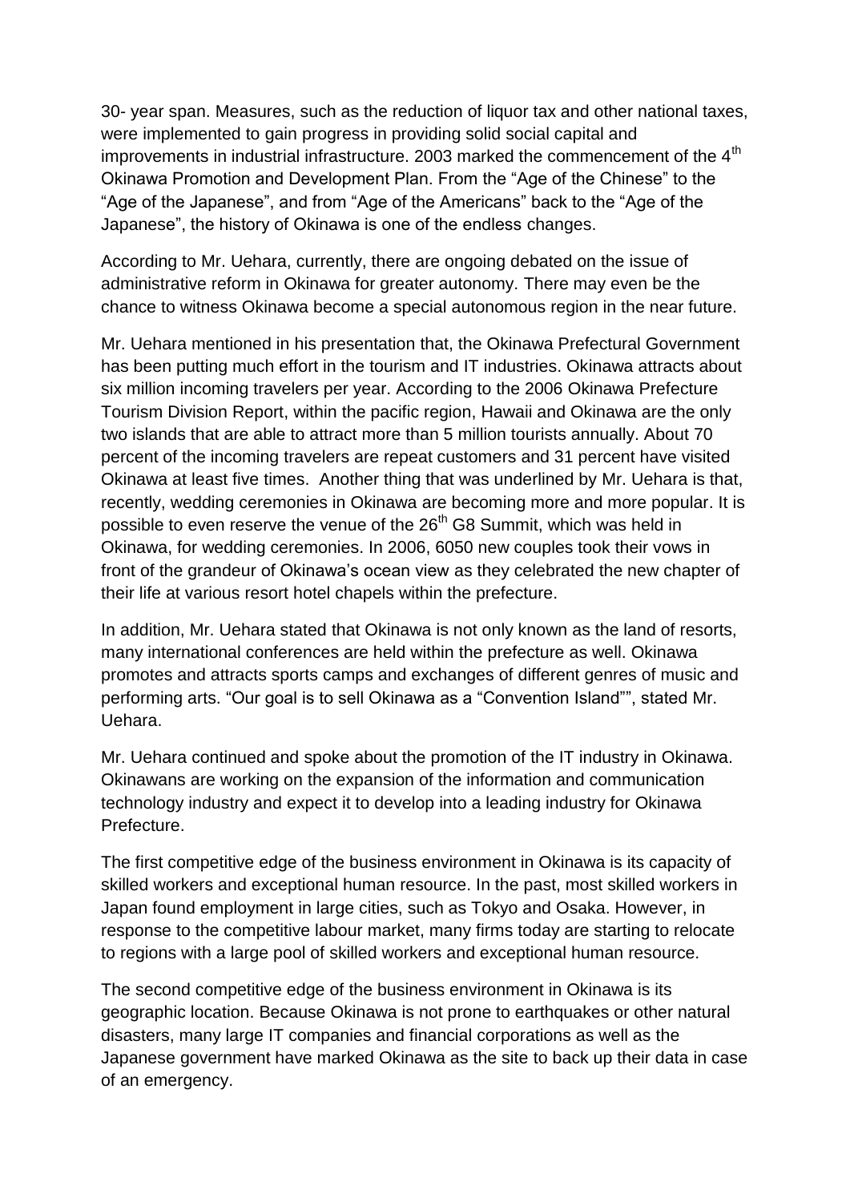30- year span. Measures, such as the reduction of liquor tax and other national taxes, were implemented to gain progress in providing solid social capital and improvements in industrial infrastructure. 2003 marked the commencement of the 4th Okinawa Promotion and Development Plan. From the "Age of the Chinese" to the "Age of the Japanese", and from "Age of the Americans" back to the "Age of the Japanese", the history of Okinawa is one of the endless changes.

According to Mr. Uehara, currently, there are ongoing debated on the issue of administrative reform in Okinawa for greater autonomy. There may even be the chance to witness Okinawa become a special autonomous region in the near future.

Mr. Uehara mentioned in his presentation that, the Okinawa Prefectural Government has been putting much effort in the tourism and IT industries. Okinawa attracts about six million incoming travelers per year. According to the 2006 Okinawa Prefecture Tourism Division Report, within the pacific region, Hawaii and Okinawa are the only two islands that are able to attract more than 5 million tourists annually. About 70 percent of the incoming travelers are repeat customers and 31 percent have visited Okinawa at least five times. Another thing that was underlined by Mr. Uehara is that, recently, wedding ceremonies in Okinawa are becoming more and more popular. It is possible to even reserve the venue of the 26th G8 Summit, which was held in Okinawa, for wedding ceremonies. In 2006, 6050 new couples took their vows in front of the grandeur of Okinawa's ocean view as they celebrated the new chapter of their life at various resort hotel chapels within the prefecture.

In addition, Mr. Uehara stated that Okinawa is not only known as the land of resorts, many international conferences are held within the prefecture as well. Okinawa promotes and attracts sports camps and exchanges of different genres of music and performing arts. "Our goal is to sell Okinawa as a "Convention Island"", stated Mr. Uehara.

Mr. Uehara continued and spoke about the promotion of the IT industry in Okinawa. Okinawans are working on the expansion of the information and communication technology industry and expect it to develop into a leading industry for Okinawa Prefecture.

The first competitive edge of the business environment in Okinawa is its capacity of skilled workers and exceptional human resource. In the past, most skilled workers in Japan found employment in large cities, such as Tokyo and Osaka. However, in response to the competitive labour market, many firms today are starting to relocate to regions with a large pool of skilled workers and exceptional human resource.

The second competitive edge of the business environment in Okinawa is its geographic location. Because Okinawa is not prone to earthquakes or other natural disasters, many large IT companies and financial corporations as well as the Japanese government have marked Okinawa as the site to back up their data in case of an emergency.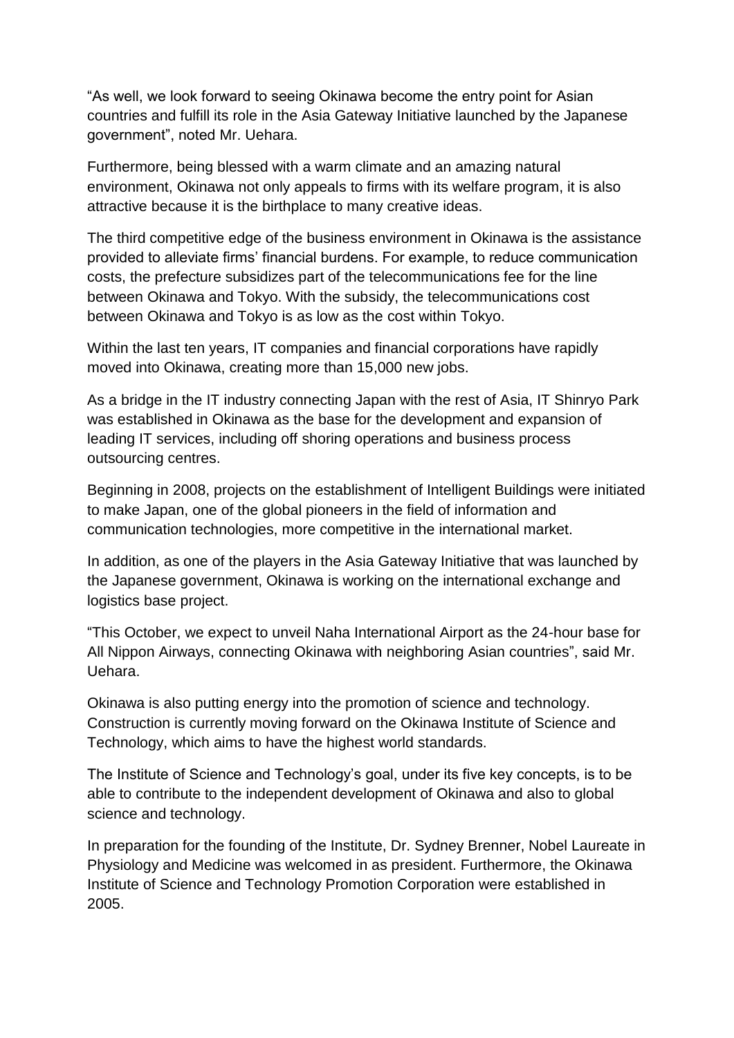“As well, we look forward to seeing Okinawa become the entry point for Asian countries and fulfill its role in the Asia Gateway Initiative launched by the Japanese government”, noted Mr. Uehara.

Furthermore, being blessed with a warm climate and an amazing natural environment, Okinawa not only appeals to firms with its welfare program, it is also attractive because it is the birthplace to many creative ideas.

The third competitive edge of the business environment in Okinawa is the assistance provided to alleviate firms’ financial burdens. For example, to reduce communication costs, the prefecture subsidizes part of the telecommunications fee for the line between Okinawa and Tokyo. With the subsidy, the telecommunications cost between Okinawa and Tokyo is as low as the cost within Tokyo.

Within the last ten years, IT companies and financial corporations have rapidly moved into Okinawa, creating more than 15,000 new jobs.

As a bridge in the IT industry connecting Japan with the rest of Asia, IT Shinryo Park was established in Okinawa as the base for the development and expansion of leading IT services, including off shoring operations and business process outsourcing centres.

Beginning in 2008, projects on the establishment of Intelligent Buildings were initiated to make Japan, one of the global pioneers in the field of information and communication technologies, more competitive in the international market.

In addition, as one of the players in the Asia Gateway Initiative that was launched by the Japanese government, Okinawa is working on the international exchange and logistics base project.

“This October, we expect to unveil Naha International Airport as the 24-hour base for All Nippon Airways, connecting Okinawa with neighboring Asian countries”, said Mr. Uehara.

Okinawa is also putting energy into the promotion of science and technology. Construction is currently moving forward on the Okinawa Institute of Science and Technology, which aims to have the highest world standards.

The Institute of Science and Technology’s goal, under its five key concepts, is to be able to contribute to the independent development of Okinawa and also to global science and technology.

In preparation for the founding of the Institute, Dr. Sydney Brenner, Nobel Laureate in Physiology and Medicine was welcomed in as president. Furthermore, the Okinawa Institute of Science and Technology Promotion Corporation were established in 2005.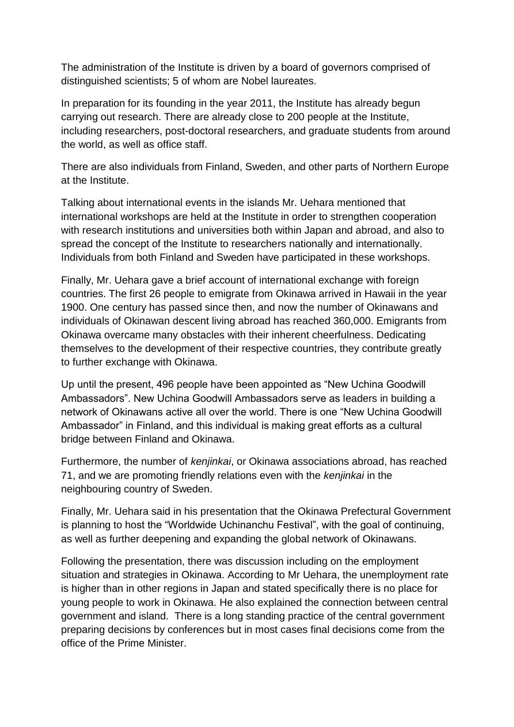The administration of the Institute is driven by a board of governors comprised of distinguished scientists; 5 of whom are Nobel laureates.

In preparation for its founding in the year 2011, the Institute has already begun carrying out research. There are already close to 200 people at the Institute, including researchers, post-doctoral researchers, and graduate students from around the world, as well as office staff.

There are also individuals from Finland, Sweden, and other parts of Northern Europe at the Institute.

Talking about international events in the islands Mr. Uehara mentioned that international workshops are held at the Institute in order to strengthen cooperation with research institutions and universities both within Japan and abroad, and also to spread the concept of the Institute to researchers nationally and internationally. Individuals from both Finland and Sweden have participated in these workshops.

Finally, Mr. Uehara gave a brief account of international exchange with foreign countries. The first 26 people to emigrate from Okinawa arrived in Hawaii in the year 1900. One century has passed since then, and now the number of Okinawans and individuals of Okinawan descent living abroad has reached 360,000. Emigrants from Okinawa overcame many obstacles with their inherent cheerfulness. Dedicating themselves to the development of their respective countries, they contribute greatly to further exchange with Okinawa.

Up until the present, 496 people have been appointed as "New Uchina Goodwill Ambassadors". New Uchina Goodwill Ambassadors serve as leaders in building a network of Okinawans active all over the world. There is one "New Uchina Goodwill Ambassador" in Finland, and this individual is making great efforts as a cultural bridge between Finland and Okinawa.

Furthermore, the number of *kenjinkai*, or Okinawa associations abroad, has reached 71, and we are promoting friendly relations even with the *kenjinkai* in the neighbouring country of Sweden.

Finally, Mr. Uehara said in his presentation that the Okinawa Prefectural Government is planning to host the "Worldwide Uchinanchu Festival", with the goal of continuing, as well as further deepening and expanding the global network of Okinawans.

Following the presentation, there was discussion including on the employment situation and strategies in Okinawa. According to Mr Uehara, the unemployment rate is higher than in other regions in Japan and stated specifically there is no place for young people to work in Okinawa. He also explained the connection between central government and island. There is a long standing practice of the central government preparing decisions by conferences but in most cases final decisions come from the office of the Prime Minister.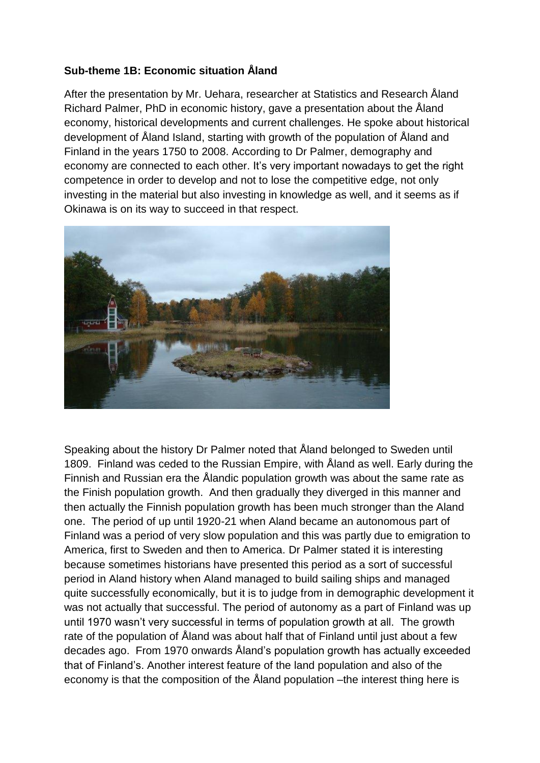**Sub-theme 1B: Economic situation Åland**

After the presentation by Mr. Uehara, researcher at Statistics and Research Åland Richard Palmer, PhD in economic history, gave a presentation about the Åland economy, historical developments and current challenges. He spoke about historical development of Åland Island, starting with growth of the population of Åland and Finland in the years 1750 to 2008. According to Dr Palmer, demography and economy are connected to each other. It's very important nowadays to get the right competence in order to develop and not to lose the competitive edge, not only investing in the material but also investing in knowledge as well, and it seems as if Okinawa is on its way to succeed in that respect.

Speaking about the history Dr Palmer noted that Åland belonged to Sweden until 1809. Finland was ceded to the Russian Empire, with Åland as well. Early during the Finnish and Russian era the Ålandic population growth was about the same rate as the Finish population growth. And then gradually they diverged in this manner and then actually the Finnish population growth has been much stronger than the Aland one. The period of up until 1920-21 when Aland became an autonomous part of Finland was a period of very slow population and this was partly due to emigration to America, first to Sweden and then to America. Dr Palmer stated it is interesting because sometimes historians have presented this period as a sort of successful period in Aland history when Aland managed to build sailing ships and managed quite successfully economically, but it is to judge from in demographic development it was not actually that successful. The period of autonomy as a part of Finland was up until 1970 wasn't very successful in terms of population growth at all. The growth rate of the population of Åland was about half that of Finland until just about a few decades ago. From 1970 onwards Åland's population growth has actually exceeded that of Finland's. Another interest feature of the land population and also of the economy is that the composition of the Åland population –the interest thing here is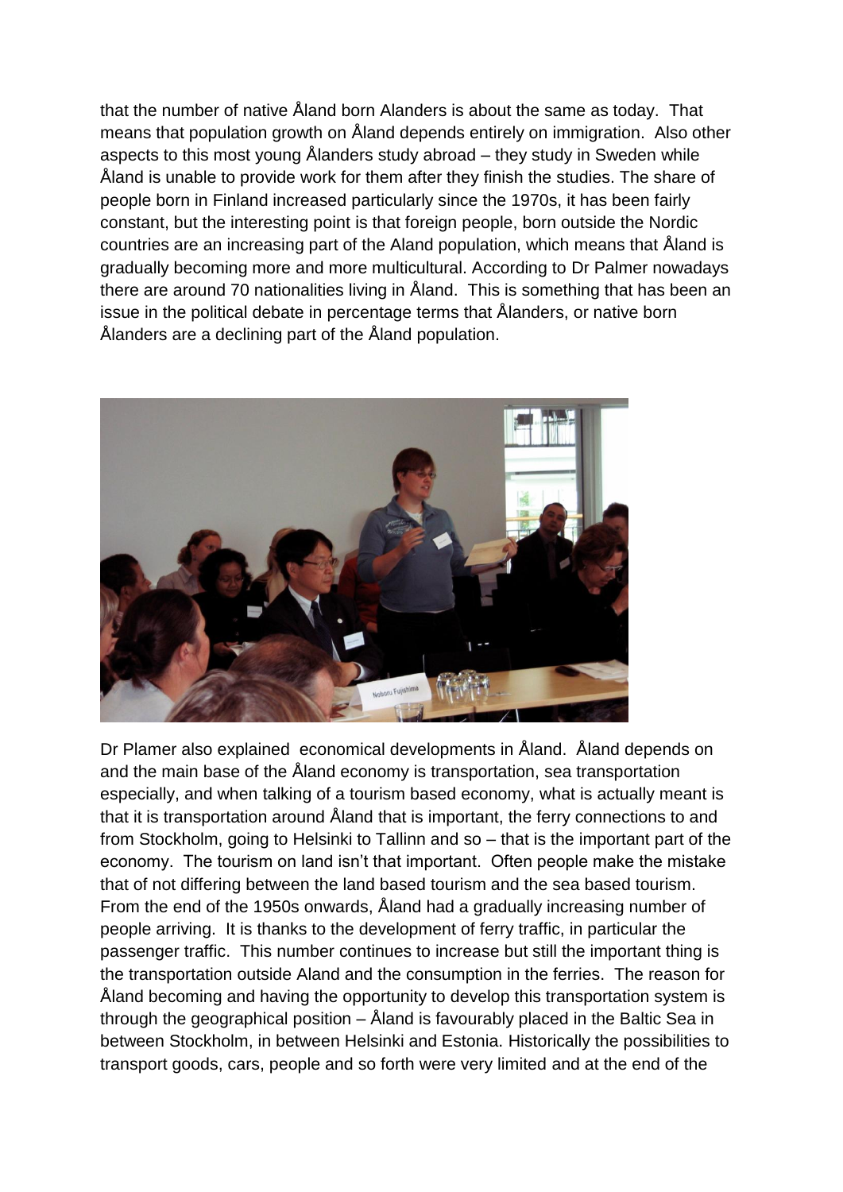that the number of native Åland born Alanders is about the same as today. That means that population growth on Åland depends entirely on immigration. Also other aspects to this most young Ålanders study abroad – they study in Sweden while Åland is unable to provide work for them after they finish the studies. The share of people born in Finland increased particularly since the 1970s, it has been fairly constant, but the interesting point is that foreign people, born outside the Nordic countries are an increasing part of the Aland population, which means that Åland is gradually becoming more and more multicultural. According to Dr Palmer nowadays there are around 70 nationalities living in Åland. This is something that has been an issue in the political debate in percentage terms that Ålanders, or native born Ålanders are a declining part of the Åland population.

Dr Plamer also explained economical developments in Åland. Åland depends on and the main base of the Åland economy is transportation, sea transportation especially, and when talking of a tourism based economy, what is actually meant is that it is transportation around Åland that is important, the ferry connections to and from Stockholm, going to Helsinki to Tallinn and so – that is the important part of the economy. The tourism on land isn't that important. Often people make the mistake that of not differing between the land based tourism and the sea based tourism. From the end of the 1950s onwards, Åland had a gradually increasing number of people arriving. It is thanks to the development of ferry traffic, in particular the passenger traffic. This number continues to increase but still the important thing is the transportation outside Aland and the consumption in the ferries. The reason for Åland becoming and having the opportunity to develop this transportation system is through the geographical position – Åland is favourably placed in the Baltic Sea in between Stockholm, in between Helsinki and Estonia. Historically the possibilities to transport goods, cars, people and so forth were very limited and at the end of the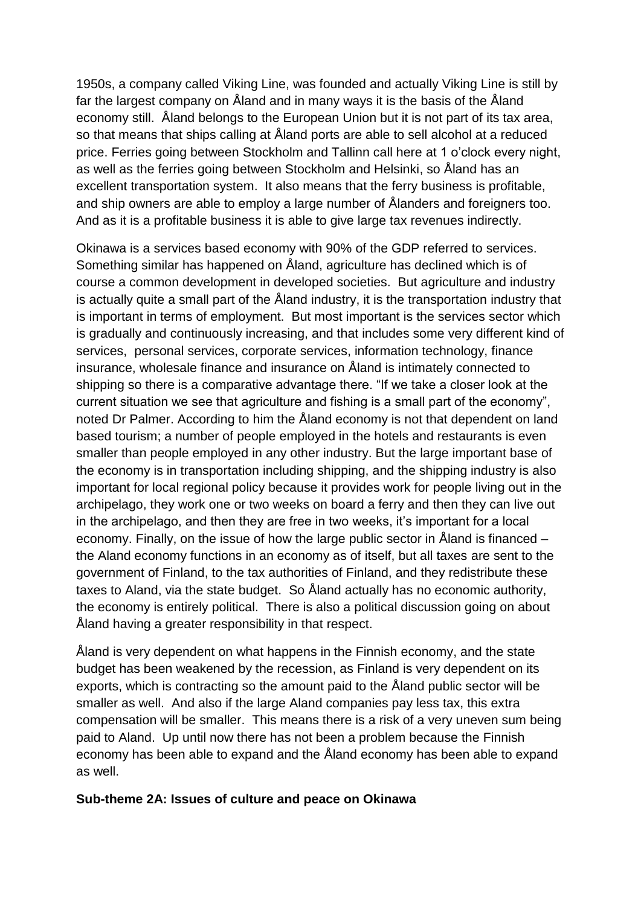1950s, a company called Viking Line, was founded and actually Viking Line is still by far the largest company on Åland and in many ways it is the basis of the Åland economy still. Åland belongs to the European Union but it is not part of its tax area, so that means that ships calling at Åland ports are able to sell alcohol at a reduced price. Ferries going between Stockholm and Tallinn call here at 1 o'clock every night, as well as the ferries going between Stockholm and Helsinki, so Åland has an excellent transportation system. It also means that the ferry business is profitable, and ship owners are able to employ a large number of Ålanders and foreigners too. And as it is a profitable business it is able to give large tax revenues indirectly.

Okinawa is a services based economy with 90% of the GDP referred to services. Something similar has happened on Åland, agriculture has declined which is of course a common development in developed societies. But agriculture and industry is actually quite a small part of the Åland industry, it is the transportation industry that is important in terms of employment. But most important is the services sector which is gradually and continuously increasing, and that includes some very different kind of services, personal services, corporate services, information technology, finance insurance, wholesale finance and insurance on Åland is intimately connected to shipping so there is a comparative advantage there. "If we take a closer look at the current situation we see that agriculture and fishing is a small part of the economy", noted Dr Palmer. According to him the Åland economy is not that dependent on land based tourism; a number of people employed in the hotels and restaurants is even smaller than people employed in any other industry. But the large important base of the economy is in transportation including shipping, and the shipping industry is also important for local regional policy because it provides work for people living out in the archipelago, they work one or two weeks on board a ferry and then they can live out in the archipelago, and then they are free in two weeks, it's important for a local economy. Finally, on the issue of how the large public sector in Åland is financed – the Aland economy functions in an economy as of itself, but all taxes are sent to the government of Finland, to the tax authorities of Finland, and they redistribute these taxes to Aland, via the state budget. So Åland actually has no economic authority, the economy is entirely political. There is also a political discussion going on about Åland having a greater responsibility in that respect.

Åland is very dependent on what happens in the Finnish economy, and the state budget has been weakened by the recession, as Finland is very dependent on its exports, which is contracting so the amount paid to the Åland public sector will be smaller as well. And also if the large Aland companies pay less tax, this extra compensation will be smaller. This means there is a risk of a very uneven sum being paid to Aland. Up until now there has not been a problem because the Finnish economy has been able to expand and the Åland economy has been able to expand as well.

**Sub-theme 2A: Issues of culture and peace on Okinawa**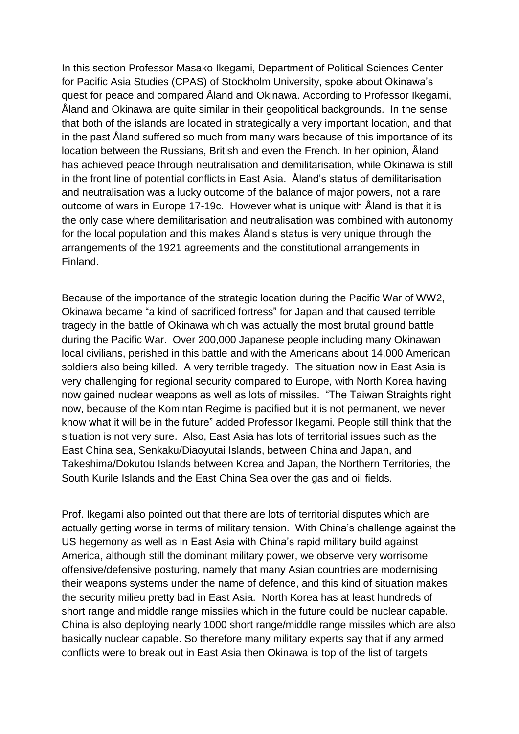In this section Professor Masako Ikegami, Department of Political Sciences Center for Pacific Asia Studies (CPAS) of Stockholm University, spoke about Okinawa's quest for peace and compared Åland and Okinawa. According to Professor Ikegami, Åland and Okinawa are quite similar in their geopolitical backgrounds. In the sense that both of the islands are located in strategically a very important location, and that in the past Åland suffered so much from many wars because of this importance of its location between the Russians, British and even the French. In her opinion, Åland has achieved peace through neutralisation and demilitarisation, while Okinawa is still in the front line of potential conflicts in East Asia. Åland's status of demilitarisation and neutralisation was a lucky outcome of the balance of major powers, not a rare outcome of wars in Europe 17-19c. However what is unique with Åland is that it is the only case where demilitarisation and neutralisation was combined with autonomy for the local population and this makes Åland's status is very unique through the arrangements of the 1921 agreements and the constitutional arrangements in Finland.

Because of the importance of the strategic location during the Pacific War of WW2, Okinawa became "a kind of sacrificed fortress" for Japan and that caused terrible tragedy in the battle of Okinawa which was actually the most brutal ground battle during the Pacific War. Over 200,000 Japanese people including many Okinawan local civilians, perished in this battle and with the Americans about 14,000 American soldiers also being killed. A very terrible tragedy. The situation now in East Asia is very challenging for regional security compared to Europe, with North Korea having now gained nuclear weapons as well as lots of missiles. "The Taiwan Straights right now, because of the Komintan Regime is pacified but it is not permanent, we never know what it will be in the future" added Professor Ikegami. People still think that the situation is not very sure. Also, East Asia has lots of territorial issues such as the East China sea, Senkaku/Diaoyutai Islands, between China and Japan, and Takeshima/Dokutou Islands between Korea and Japan, the Northern Territories, the South Kurile Islands and the East China Sea over the gas and oil fields.

Prof. Ikegami also pointed out that there are lots of territorial disputes which are actually getting worse in terms of military tension. With China's challenge against the US hegemony as well as in East Asia with China's rapid military build against America, although still the dominant military power, we observe very worrisome offensive/defensive posturing, namely that many Asian countries are modernising their weapons systems under the name of defence, and this kind of situation makes the security milieu pretty bad in East Asia. North Korea has at least hundreds of short range and middle range missiles which in the future could be nuclear capable. China is also deploying nearly 1000 short range/middle range missiles which are also basically nuclear capable. So therefore many military experts say that if any armed conflicts were to break out in East Asia then Okinawa is top of the list of targets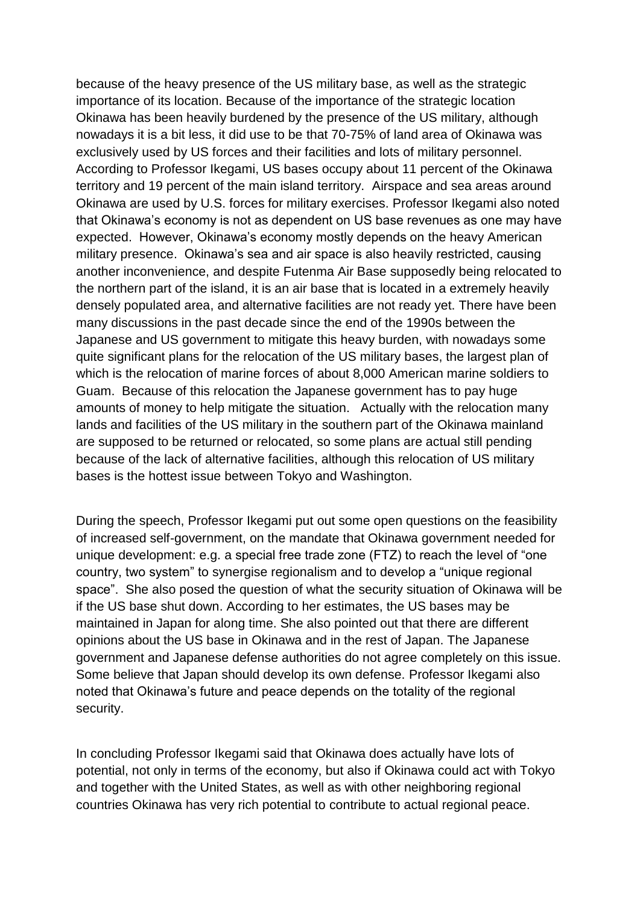because of the heavy presence of the US military base, as well as the strategic importance of its location. Because of the importance of the strategic location Okinawa has been heavily burdened by the presence of the US military, although nowadays it is a bit less, it did use to be that 70-75% of land area of Okinawa was exclusively used by US forces and their facilities and lots of military personnel. According to Professor Ikegami, US bases occupy about 11 percent of the Okinawa territory and 19 percent of the main island territory. Airspace and sea areas around Okinawa are used by U.S. forces for military exercises. Professor Ikegami also noted that Okinawa's economy is not as dependent on US base revenues as one may have expected. However, Okinawa's economy mostly depends on the heavy American military presence. Okinawa's sea and air space is also heavily restricted, causing another inconvenience, and despite Futenma Air Base supposedly being relocated to the northern part of the island, it is an air base that is located in a extremely heavily densely populated area, and alternative facilities are not ready yet. There have been many discussions in the past decade since the end of the 1990s between the Japanese and US government to mitigate this heavy burden, with nowadays some quite significant plans for the relocation of the US military bases, the largest plan of which is the relocation of marine forces of about 8,000 American marine soldiers to Guam. Because of this relocation the Japanese government has to pay huge amounts of money to help mitigate the situation. Actually with the relocation many lands and facilities of the US military in the southern part of the Okinawa mainland are supposed to be returned or relocated, so some plans are actual still pending because of the lack of alternative facilities, although this relocation of US military bases is the hottest issue between Tokyo and Washington.

During the speech, Professor Ikegami put out some open questions on the feasibility of increased self-government, on the mandate that Okinawa government needed for unique development: e.g. a special free trade zone (FTZ) to reach the level of "one country, two system" to synergise regionalism and to develop a "unique regional space". She also posed the question of what the security situation of Okinawa will be if the US base shut down. According to her estimates, the US bases may be maintained in Japan for along time. She also pointed out that there are different opinions about the US base in Okinawa and in the rest of Japan. The Japanese government and Japanese defense authorities do not agree completely on this issue. Some believe that Japan should develop its own defense. Professor Ikegami also noted that Okinawa's future and peace depends on the totality of the regional security.

In concluding Professor Ikegami said that Okinawa does actually have lots of potential, not only in terms of the economy, but also if Okinawa could act with Tokyo and together with the United States, as well as with other neighboring regional countries Okinawa has very rich potential to contribute to actual regional peace.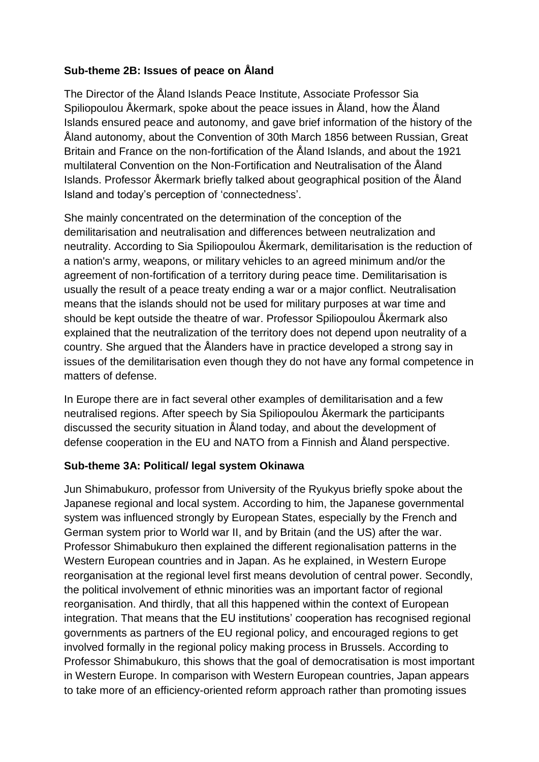**Sub-theme 2B: Issues of peace on Åland**

The Director of the Åland Islands Peace Institute, Associate Professor Sia Spiliopoulou Åkermark, spoke about the peace issues in Åland, how the Åland Islands ensured peace and autonomy, and gave brief information of the history of the Åland autonomy, about the Convention of 30th March 1856 between Russian, Great Britain and France on the non-fortification of the Åland Islands, and about the 1921 multilateral Convention on the Non-Fortification and Neutralisation of the Åland Islands. Professor Åkermark briefly talked about geographical position of the Åland Island and today's perception of 'connectedness'.

She mainly concentrated on the determination of the conception of the demilitarisation and neutralisation and differences between neutralization and neutrality. According to Sia Spiliopoulou Åkermark, demilitarisation is the reduction of a nation's army, weapons, or military vehicles to an agreed minimum and/or the agreement of non-fortification of a territory during peace time. Demilitarisation is usually the result of a peace treaty ending a war or a major conflict. Neutralisation means that the islands should not be used for military purposes at war time and should be kept outside the theatre of war. Professor Spiliopoulou Åkermark also explained that the neutralization of the territory does not depend upon neutrality of a country. She argued that the Ålanders have in practice developed a strong say in issues of the demilitarisation even though they do not have any formal competence in matters of defense.

In Europe there are in fact several other examples of demilitarisation and a few neutralised regions. After speech by Sia Spiliopoulou Åkermark the participants discussed the security situation in Åland today, and about the development of defense cooperation in the EU and NATO from a Finnish and Åland perspective.

**Sub-theme 3A: Political/ legal system Okinawa**

Jun Shimabukuro, professor from University of the Ryukyus briefly spoke about the Japanese regional and local system. According to him, the Japanese governmental system was influenced strongly by European States, especially by the French and German system prior to World war II, and by Britain (and the US) after the war. Professor Shimabukuro then explained the different regionalisation patterns in the Western European countries and in Japan. As he explained, in Western Europe reorganisation at the regional level first means devolution of central power. Secondly, the political involvement of ethnic minorities was an important factor of regional reorganisation. And thirdly, that all this happened within the context of European integration. That means that the EU institutions' cooperation has recognised regional governments as partners of the EU regional policy, and encouraged regions to get involved formally in the regional policy making process in Brussels. According to Professor Shimabukuro, this shows that the goal of democratisation is most important in Western Europe. In comparison with Western European countries, Japan appears to take more of an efficiency-oriented reform approach rather than promoting issues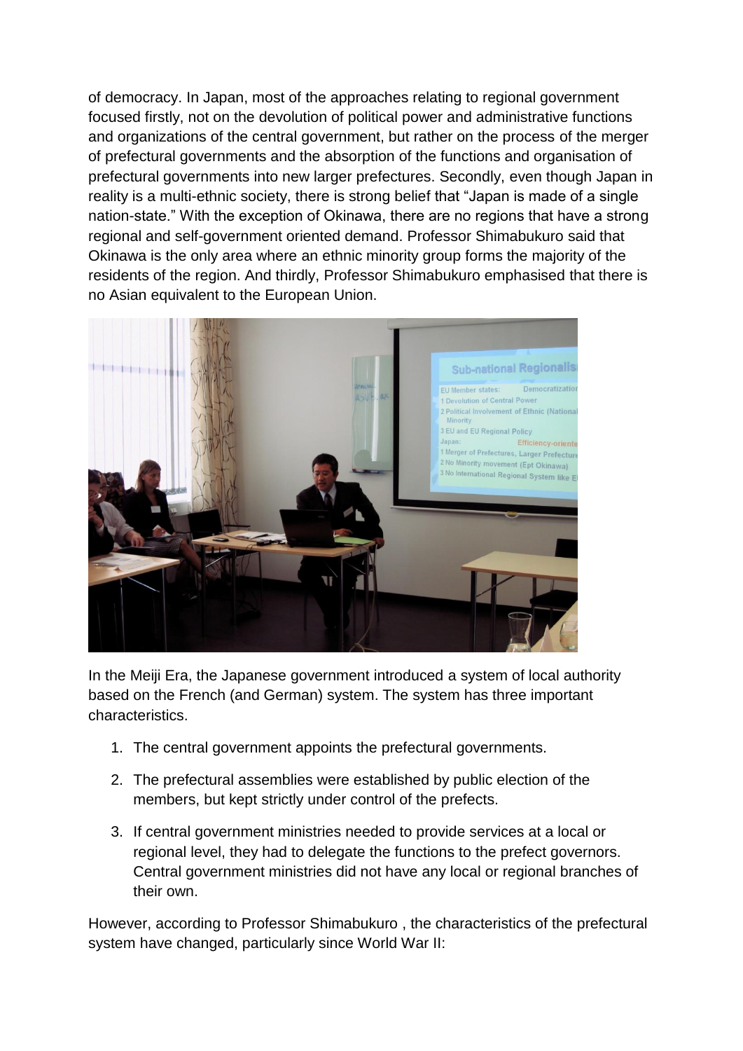of democracy. In Japan, most of the approaches relating to regional government focused firstly, not on the devolution of political power and administrative functions and organizations of the central government, but rather on the process of the merger of prefectural governments and the absorption of the functions and organisation of prefectural governments into new larger prefectures. Secondly, even though Japan in reality is a multi-ethnic society, there is strong belief that "Japan is made of a single nation-state." With the exception of Okinawa, there are no regions that have a strong regional and self-government oriented demand. Professor Shimabukuro said that Okinawa is the only area where an ethnic minority group forms the majority of the residents of the region. And thirdly, Professor Shimabukuro emphasised that there is no Asian equivalent to the European Union.

In the Meiji Era, the Japanese government introduced a system of local authority based on the French (and German) system. The system has three important characteristics.

1. The central government appoints the prefectural governments.
2. The prefectural assemblies were established by public election of the members, but kept strictly under control of the prefects.
3. If central government ministries needed to provide services at a local or regional level, they had to delegate the functions to the prefect governors. Central government ministries did not have any local or regional branches of their own.

However, according to Professor Shimabukuro , the characteristics of the prefectural system have changed, particularly since World War II: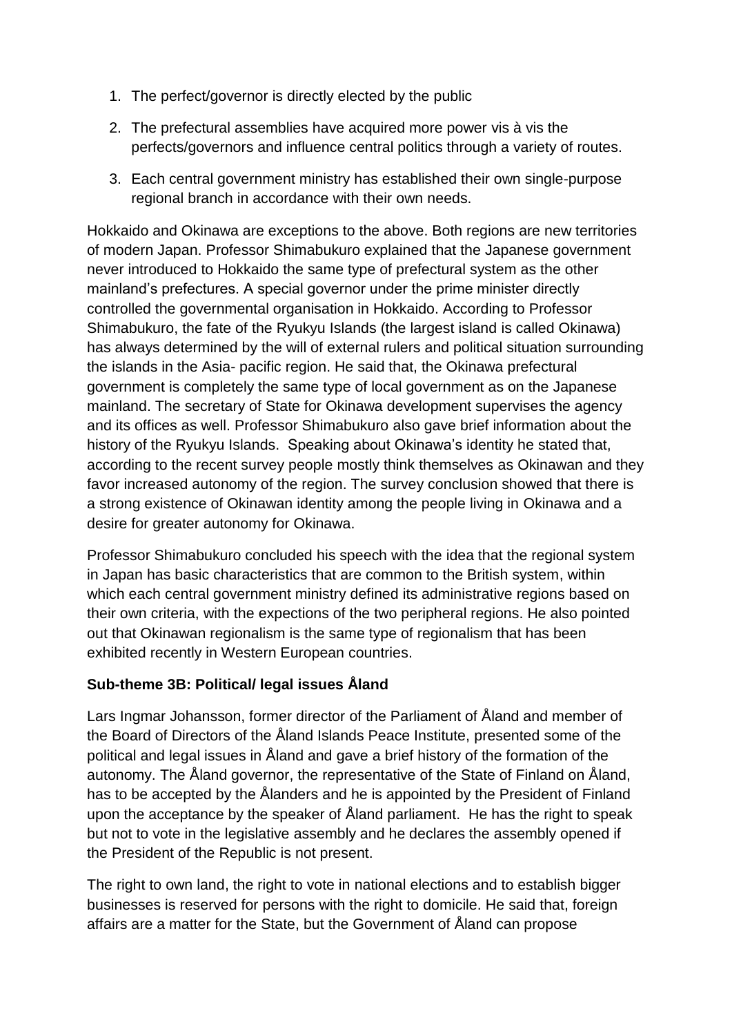1. The perfect/governor is directly elected by the public

2. The prefectural assemblies have acquired more power vis à vis the perfects/governors and influence central politics through a variety of routes.

3. Each central government ministry has established their own single-purpose regional branch in accordance with their own needs.

Hokkaido and Okinawa are exceptions to the above. Both regions are new territories of modern Japan. Professor Shimabukuro explained that the Japanese government never introduced to Hokkaido the same type of prefectural system as the other mainland's prefectures. A special governor under the prime minister directly controlled the governmental organisation in Hokkaido. According to Professor Shimabukuro, the fate of the Ryukyu Islands (the largest island is called Okinawa) has always determined by the will of external rulers and political situation surrounding the islands in the Asia- pacific region. He said that, the Okinawa prefectural government is completely the same type of local government as on the Japanese mainland. The secretary of State for Okinawa development supervises the agency and its offices as well. Professor Shimabukuro also gave brief information about the history of the Ryukyu Islands. Speaking about Okinawa's identity he stated that, according to the recent survey people mostly think themselves as Okinawan and they favor increased autonomy of the region. The survey conclusion showed that there is a strong existence of Okinawan identity among the people living in Okinawa and a desire for greater autonomy for Okinawa.

Professor Shimabukuro concluded his speech with the idea that the regional system in Japan has basic characteristics that are common to the British system, within which each central government ministry defined its administrative regions based on their own criteria, with the expections of the two peripheral regions. He also pointed out that Okinawan regionalism is the same type of regionalism that has been exhibited recently in Western European countries.

**Sub-theme 3B: Political/ legal issues Åland**

Lars Ingmar Johansson, former director of the Parliament of Åland and member of the Board of Directors of the Åland Islands Peace Institute, presented some of the political and legal issues in Åland and gave a brief history of the formation of the autonomy. The Åland governor, the representative of the State of Finland on Åland, has to be accepted by the Ålanders and he is appointed by the President of Finland upon the acceptance by the speaker of Åland parliament. He has the right to speak but not to vote in the legislative assembly and he declares the assembly opened if the President of the Republic is not present.

The right to own land, the right to vote in national elections and to establish bigger businesses is reserved for persons with the right to domicile. He said that, foreign affairs are a matter for the State, but the Government of Åland can propose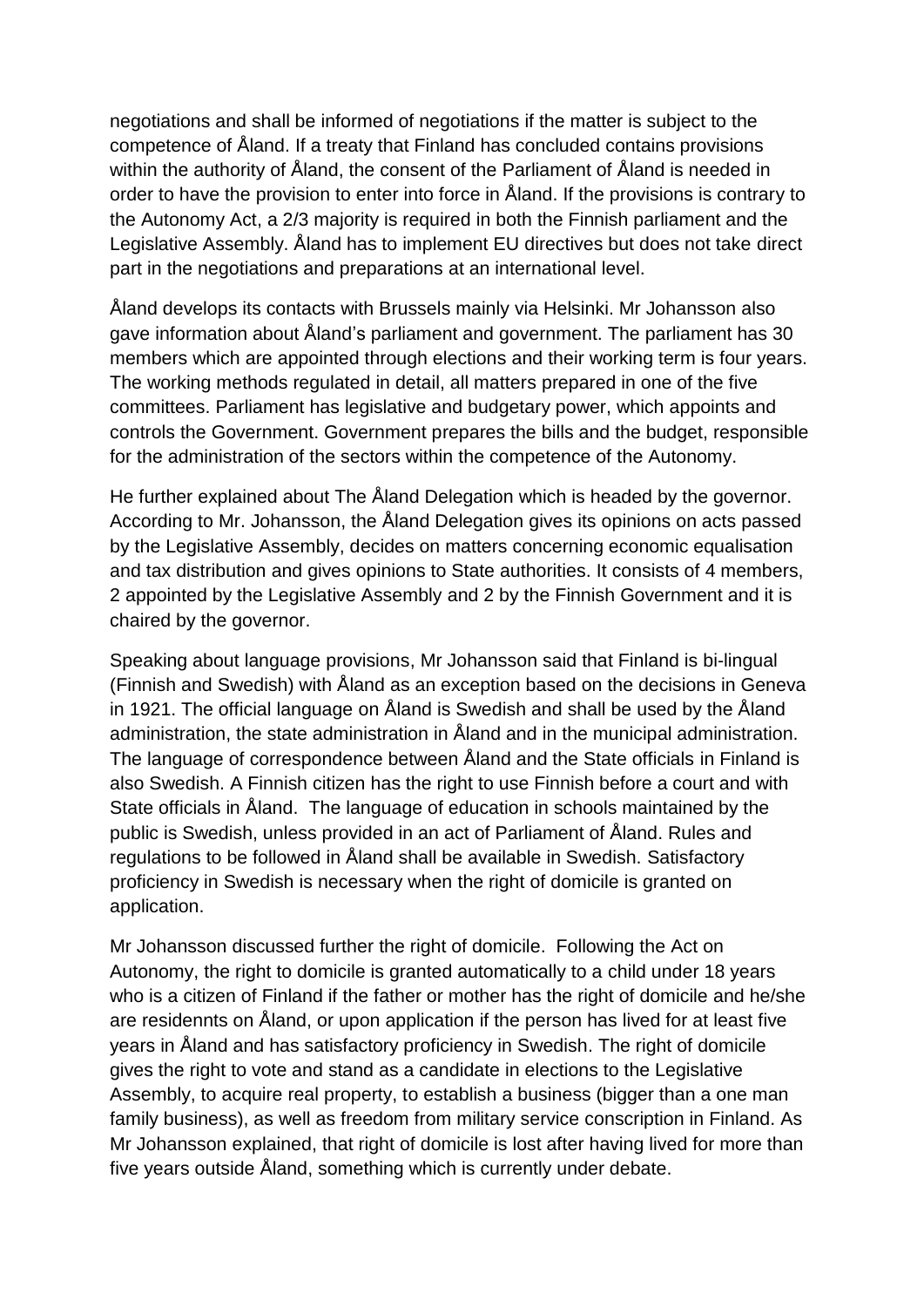negotiations and shall be informed of negotiations if the matter is subject to the competence of Åland. If a treaty that Finland has concluded contains provisions within the authority of Åland, the consent of the Parliament of Åland is needed in order to have the provision to enter into force in Åland. If the provisions is contrary to the Autonomy Act, a 2/3 majority is required in both the Finnish parliament and the Legislative Assembly. Åland has to implement EU directives but does not take direct part in the negotiations and preparations at an international level.

Åland develops its contacts with Brussels mainly via Helsinki. Mr Johansson also gave information about Åland's parliament and government. The parliament has 30 members which are appointed through elections and their working term is four years. The working methods regulated in detail, all matters prepared in one of the five committees. Parliament has legislative and budgetary power, which appoints and controls the Government. Government prepares the bills and the budget, responsible for the administration of the sectors within the competence of the Autonomy.

He further explained about The Åland Delegation which is headed by the governor. According to Mr. Johansson, the Åland Delegation gives its opinions on acts passed by the Legislative Assembly, decides on matters concerning economic equalisation and tax distribution and gives opinions to State authorities. It consists of 4 members, 2 appointed by the Legislative Assembly and 2 by the Finnish Government and it is chaired by the governor.

Speaking about language provisions, Mr Johansson said that Finland is bi-lingual (Finnish and Swedish) with Åland as an exception based on the decisions in Geneva in 1921. The official language on Åland is Swedish and shall be used by the Åland administration, the state administration in Åland and in the municipal administration. The language of correspondence between Åland and the State officials in Finland is also Swedish. A Finnish citizen has the right to use Finnish before a court and with State officials in Åland. The language of education in schools maintained by the public is Swedish, unless provided in an act of Parliament of Åland. Rules and regulations to be followed in Åland shall be available in Swedish. Satisfactory proficiency in Swedish is necessary when the right of domicile is granted on application.

Mr Johansson discussed further the right of domicile. Following the Act on Autonomy, the right to domicile is granted automatically to a child under 18 years who is a citizen of Finland if the father or mother has the right of domicile and he/she are residennts on Åland, or upon application if the person has lived for at least five years in Åland and has satisfactory proficiency in Swedish. The right of domicile gives the right to vote and stand as a candidate in elections to the Legislative Assembly, to acquire real property, to establish a business (bigger than a one man family business), as well as freedom from military service conscription in Finland. As Mr Johansson explained, that right of domicile is lost after having lived for more than five years outside Åland, something which is currently under debate.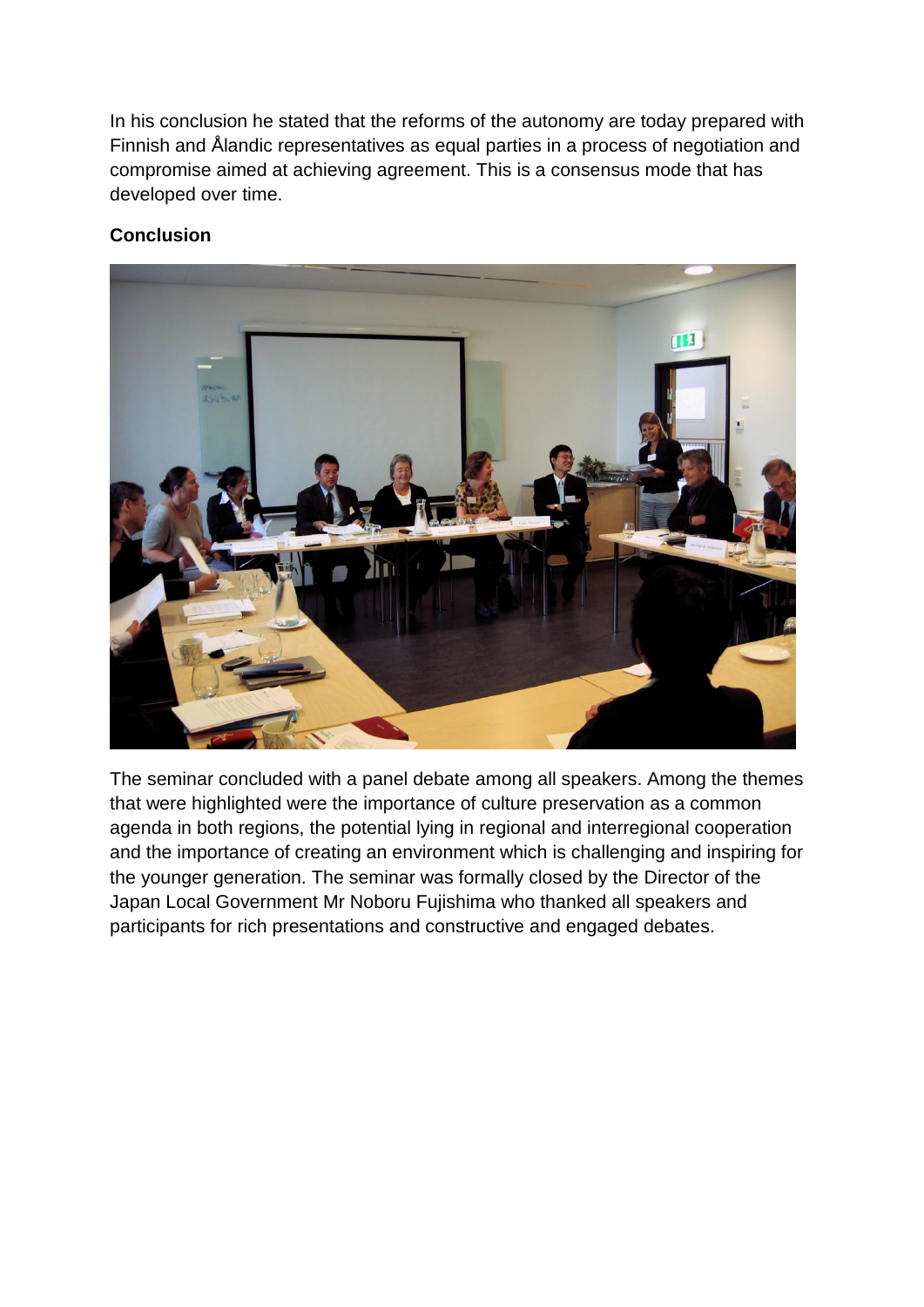In his conclusion he stated that the reforms of the autonomy are today prepared with Finnish and Ålandic representatives as equal parties in a process of negotiation and compromise aimed at achieving agreement. This is a consensus mode that has developed over time.

**Conclusion**

The seminar concluded with a panel debate among all speakers. Among the themes that were highlighted were the importance of culture preservation as a common agenda in both regions, the potential lying in regional and interregional cooperation and the importance of creating an environment which is challenging and inspiring for the younger generation. The seminar was formally closed by the Director of the Japan Local Government Mr Noboru Fujishima who thanked all speakers and participants for rich presentations and constructive and engaged debates.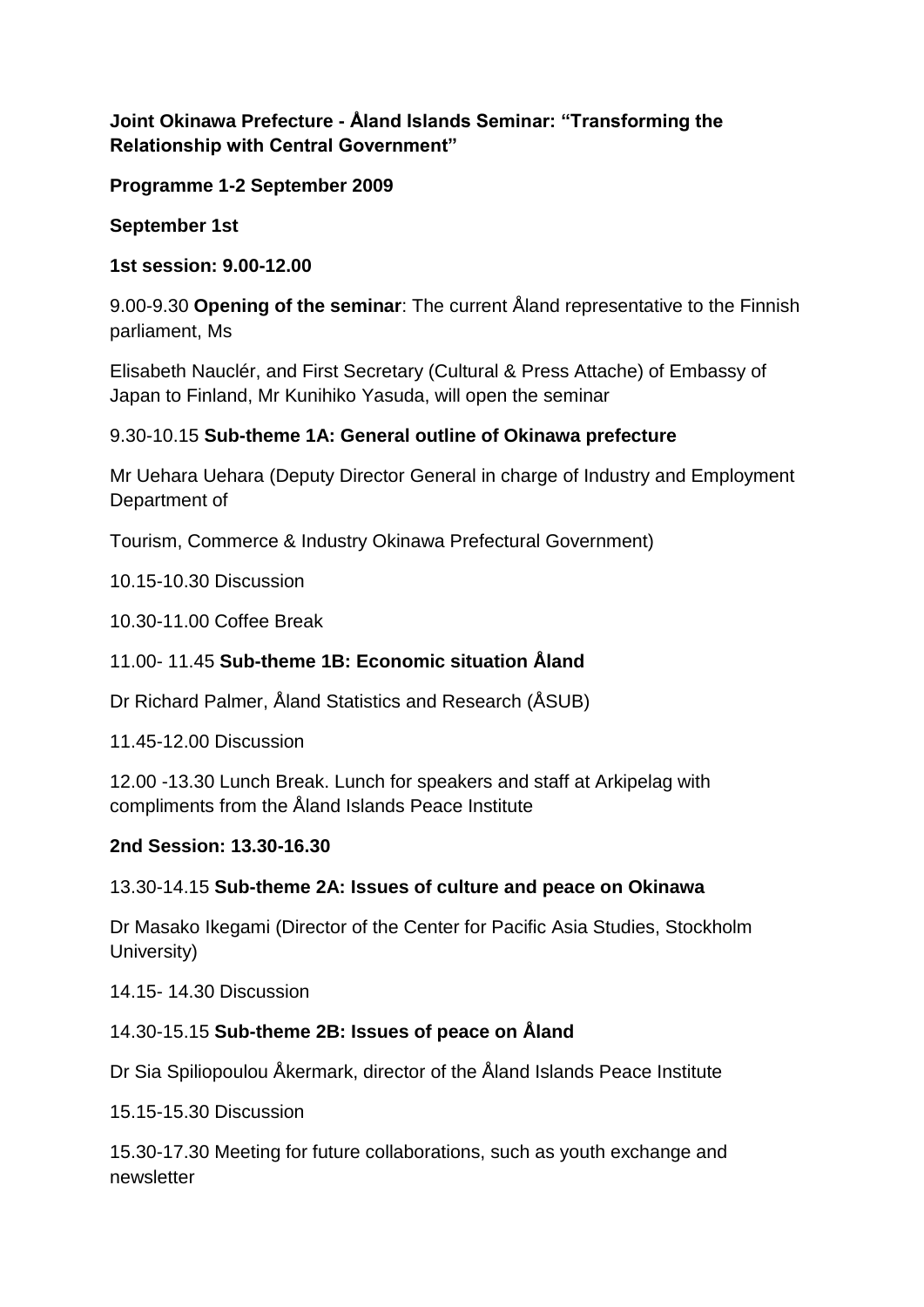**Joint Okinawa Prefecture - Åland Islands Seminar: "Transforming the Relationship with Central Government"**

**Programme 1-2 September 2009**

**September 1st**

**1st session: 9.00-12.00**

9.00-9.30 **Opening of the seminar**: The current Åland representative to the Finnish parliament, Ms

Elisabeth Nauclér, and First Secretary (Cultural & Press Attache) of Embassy of Japan to Finland, Mr Kunihiko Yasuda, will open the seminar

9.30-10.15 **Sub-theme 1A: General outline of Okinawa prefecture**

Mr Uehara Uehara (Deputy Director General in charge of Industry and Employment Department of

Tourism, Commerce & Industry Okinawa Prefectural Government)

10.15-10.30 Discussion

10.30-11.00 Coffee Break

11.00- 11.45 **Sub-theme 1B: Economic situation Åland**

Dr Richard Palmer, Åland Statistics and Research (ÅSUB)

11.45-12.00 Discussion

12.00 -13.30 Lunch Break. Lunch for speakers and staff at Arkipelag with compliments from the Åland Islands Peace Institute

**2nd Session: 13.30-16.30**

13.30-14.15 **Sub-theme 2A: Issues of culture and peace on Okinawa**

Dr Masako Ikegami (Director of the Center for Pacific Asia Studies, Stockholm University)

14.15- 14.30 Discussion

14.30-15.15 **Sub-theme 2B: Issues of peace on Åland**

Dr Sia Spiliopoulou Åkermark, director of the Åland Islands Peace Institute

15.15-15.30 Discussion

15.30-17.30 Meeting for future collaborations, such as youth exchange and newsletter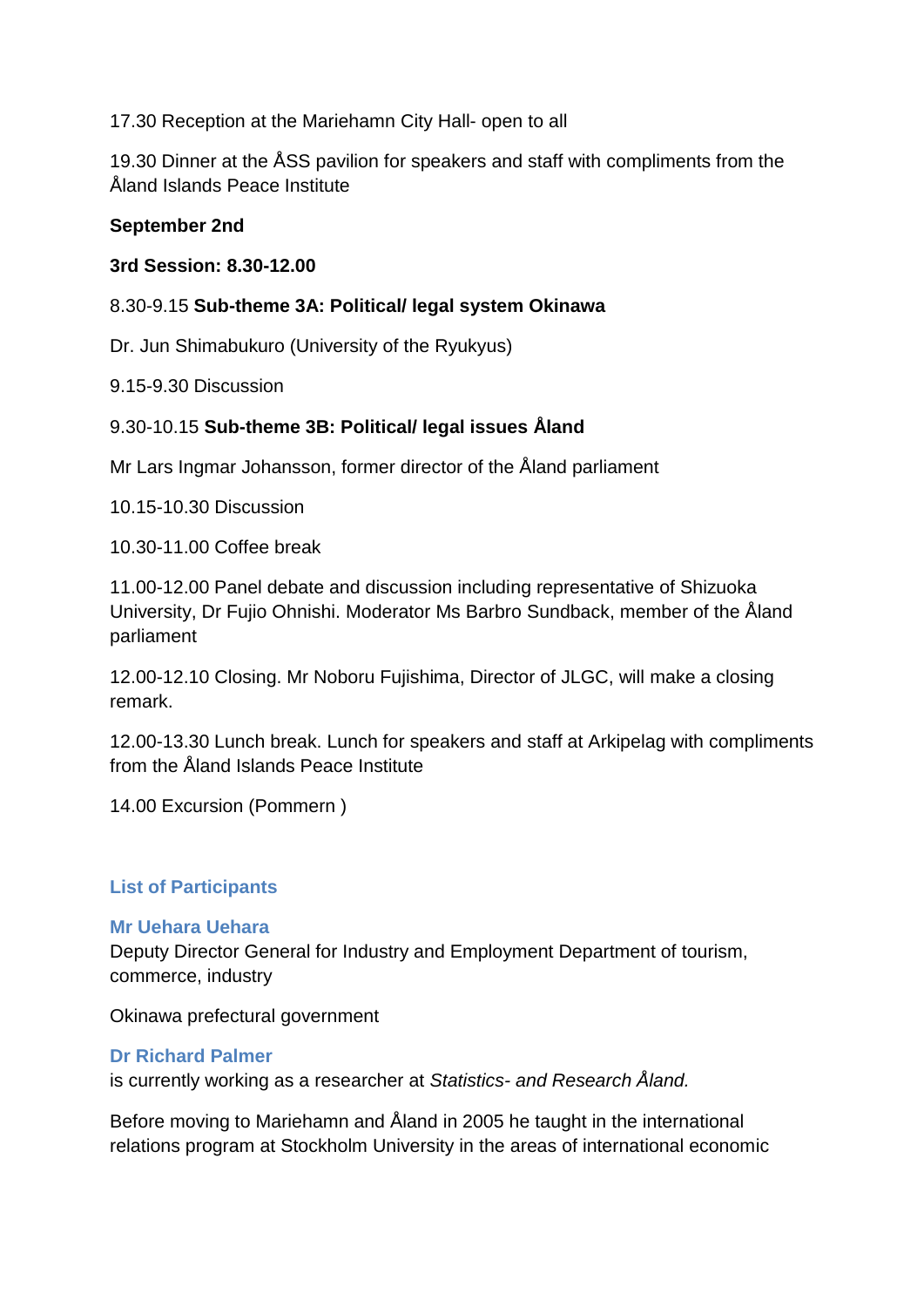17.30 Reception at the Mariehamn City Hall- open to all

19.30 Dinner at the ÅSS pavilion for speakers and staff with compliments from the Åland Islands Peace Institute

**September 2nd**

**3rd Session: 8.30-12.00**

8.30-9.15 **Sub-theme 3A: Political/ legal system Okinawa**

Dr. Jun Shimabukuro (University of the Ryukyus)

9.15-9.30 Discussion

9.30-10.15 **Sub-theme 3B: Political/ legal issues Åland**

Mr Lars Ingmar Johansson, former director of the Åland parliament

10.15-10.30 Discussion

10.30-11.00 Coffee break

11.00-12.00 Panel debate and discussion including representative of Shizuoka University, Dr Fujio Ohnishi. Moderator Ms Barbro Sundback, member of the Åland parliament

12.00-12.10 Closing. Mr Noboru Fujishima, Director of JLGC, will make a closing remark.

12.00-13.30 Lunch break. Lunch for speakers and staff at Arkipelag with compliments from the Åland Islands Peace Institute

14.00 Excursion (Pommern )

## List of Participants

### Mr Uehara Uehara

Deputy Director General for Industry and Employment Department of tourism, commerce, industry

Okinawa prefectural government

### Dr Richard Palmer

is currently working as a researcher at *Statistics- and Research Åland.*

Before moving to Mariehamn and Åland in 2005 he taught in the international relations program at Stockholm University in the areas of international economic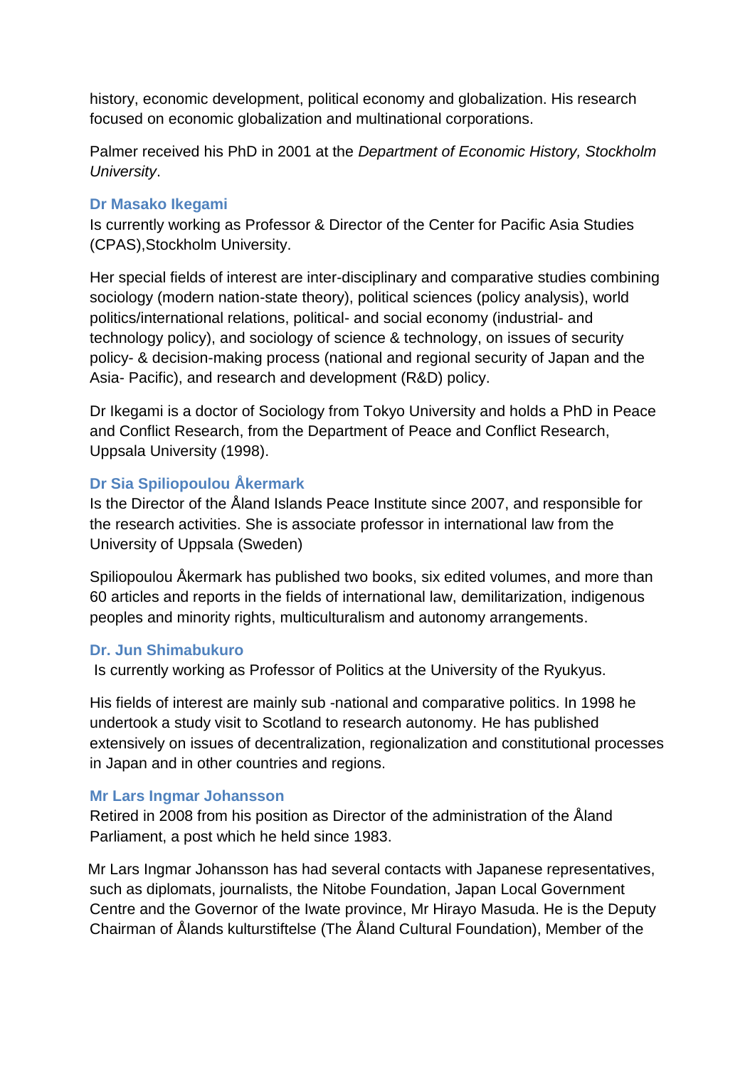history, economic development, political economy and globalization. His research focused on economic globalization and multinational corporations.

Palmer received his PhD in 2001 at the *Department of Economic History, Stockholm University*.

### Dr Masako Ikegami

Is currently working as Professor & Director of the Center for Pacific Asia Studies (CPAS),Stockholm University.

Her special fields of interest are inter-disciplinary and comparative studies combining sociology (modern nation-state theory), political sciences (policy analysis), world politics/international relations, political- and social economy (industrial- and technology policy), and sociology of science & technology, on issues of security policy- & decision-making process (national and regional security of Japan and the Asia- Pacific), and research and development (R&D) policy.

Dr Ikegami is a doctor of Sociology from Tokyo University and holds a PhD in Peace and Conflict Research, from the Department of Peace and Conflict Research, Uppsala University (1998).

### Dr Sia Spiliopoulou Åkermark

Is the Director of the Åland Islands Peace Institute since 2007, and responsible for the research activities. She is associate professor in international law from the University of Uppsala (Sweden)

Spiliopoulou Åkermark has published two books, six edited volumes, and more than 60 articles and reports in the fields of international law, demilitarization, indigenous peoples and minority rights, multiculturalism and autonomy arrangements.

### Dr. Jun Shimabukuro

Is currently working as Professor of Politics at the University of the Ryukyus.

His fields of interest are mainly sub -national and comparative politics. In 1998 he undertook a study visit to Scotland to research autonomy. He has published extensively on issues of decentralization, regionalization and constitutional processes in Japan and in other countries and regions.

### Mr Lars Ingmar Johansson

Retired in 2008 from his position as Director of the administration of the Åland Parliament, a post which he held since 1983.

Mr Lars Ingmar Johansson has had several contacts with Japanese representatives, such as diplomats, journalists, the Nitobe Foundation, Japan Local Government Centre and the Governor of the Iwate province, Mr Hirayo Masuda. He is the Deputy Chairman of Ålands kulturstiftelse (The Åland Cultural Foundation), Member of the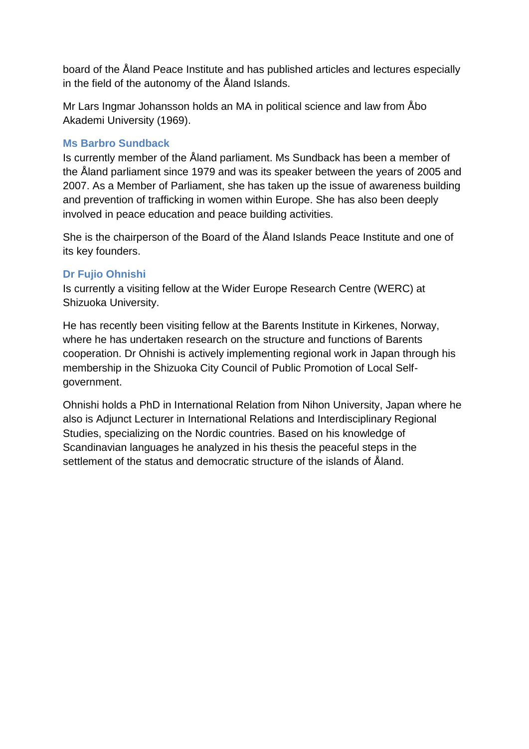board of the Åland Peace Institute and has published articles and lectures especially in the field of the autonomy of the Åland Islands.

Mr Lars Ingmar Johansson holds an MA in political science and law from Åbo Akademi University (1969).

### Ms Barbro Sundback

Is currently member of the Åland parliament. Ms Sundback has been a member of the Åland parliament since 1979 and was its speaker between the years of 2005 and 2007. As a Member of Parliament, she has taken up the issue of awareness building and prevention of trafficking in women within Europe. She has also been deeply involved in peace education and peace building activities.

She is the chairperson of the Board of the Åland Islands Peace Institute and one of its key founders.

### Dr Fujio Ohnishi

Is currently a visiting fellow at the Wider Europe Research Centre (WERC) at Shizuoka University.

He has recently been visiting fellow at the Barents Institute in Kirkenes, Norway, where he has undertaken research on the structure and functions of Barents cooperation. Dr Ohnishi is actively implementing regional work in Japan through his membership in the Shizuoka City Council of Public Promotion of Local Self-government.

Ohnishi holds a PhD in International Relation from Nihon University, Japan where he also is Adjunct Lecturer in International Relations and Interdisciplinary Regional Studies, specializing on the Nordic countries. Based on his knowledge of Scandinavian languages he analyzed in his thesis the peaceful steps in the settlement of the status and democratic structure of the islands of Åland.